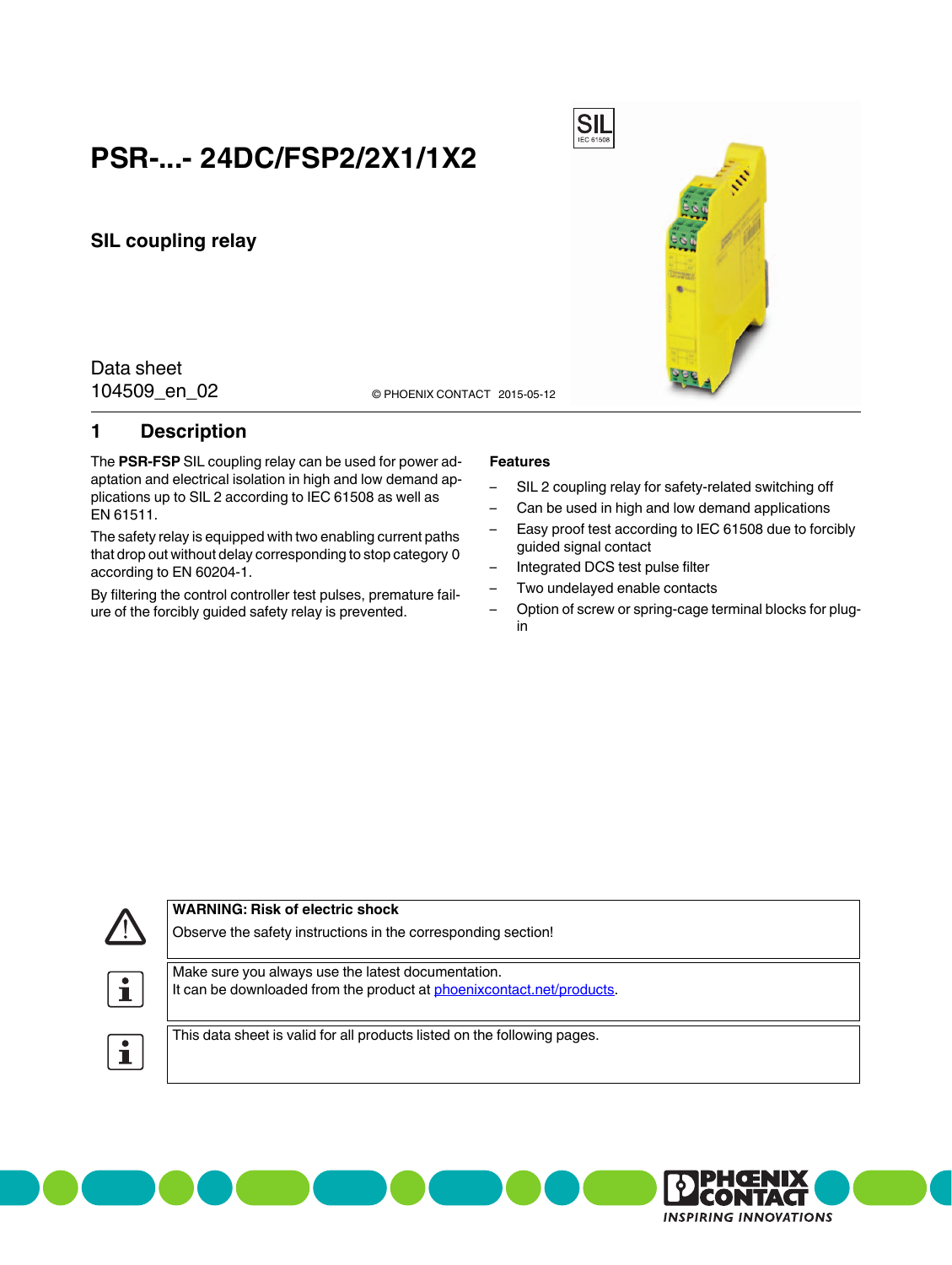# PSR-...- 24DC/FSP2/2X1/1X2

## SIL coupling relay

Data sheet
104509_en_02

© PHOENIX CONTACT 2015-05-12

## 1 Description

The **PSR-FSP** SIL coupling relay can be used for power adaptation and electrical isolation in high and low demand applications up to SIL 2 according to IEC 61508 as well as EN 61511.

The safety relay is equipped with two enabling current paths that drop out without delay corresponding to stop category 0 according to EN 60204-1.

By filtering the control controller test pulses, premature failure of the forcibly guided safety relay is prevented.

**Features**

- SIL 2 coupling relay for safety-related switching off
- Can be used in high and low demand applications
- Easy proof test according to IEC 61508 due to forcibly guided signal contact
- Integrated DCS test pulse filter
- Two undelayed enable contacts
- Option of screw or spring-cage terminal blocks for plug-in

**WARNING: Risk of electric shock**
Observe the safety instructions in the corresponding section!

Make sure you always use the latest documentation.
It can be downloaded from the product at phoenixcontact.net/products.

This data sheet is valid for all products listed on the following pages.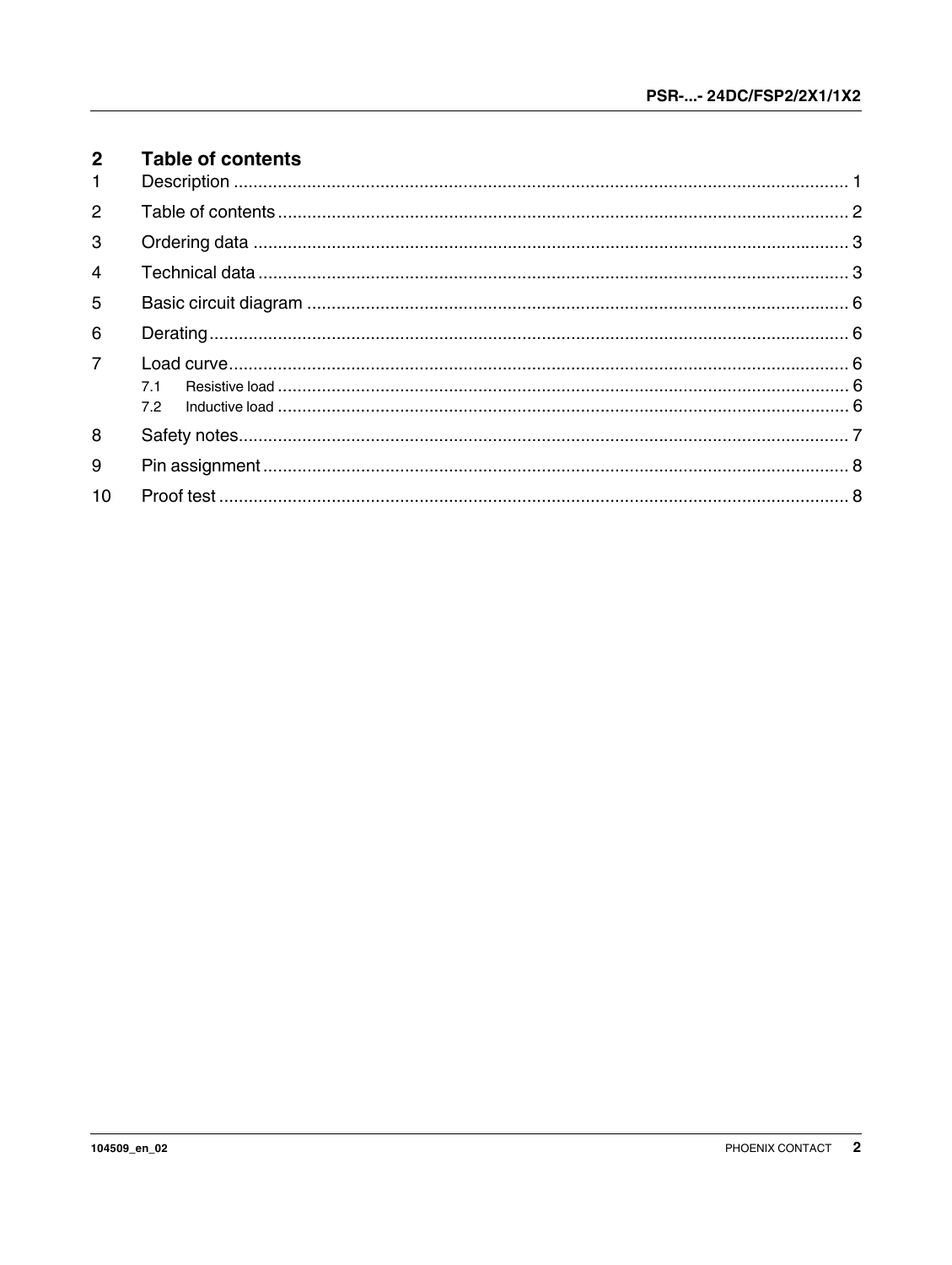## 2 Table of contents

1 Description ........................................................................................................................ 1

2 Table of contents ............................................................................................................... 2

3 Ordering data .................................................................................................................... 3

4 Technical data ................................................................................................................... 3

5 Basic circuit diagram ......................................................................................................... 6

6 Derating ............................................................................................................................. 6

7 Load curve ......................................................................................................................... 6

- 7.1 Resistive load ............................................................................................................. 6
- 7.2 Inductive load ............................................................................................................. 6

8 Safety notes ....................................................................................................................... 7

9 Pin assignment ................................................................................................................... 8

10 Proof test .......................................................................................................................... 8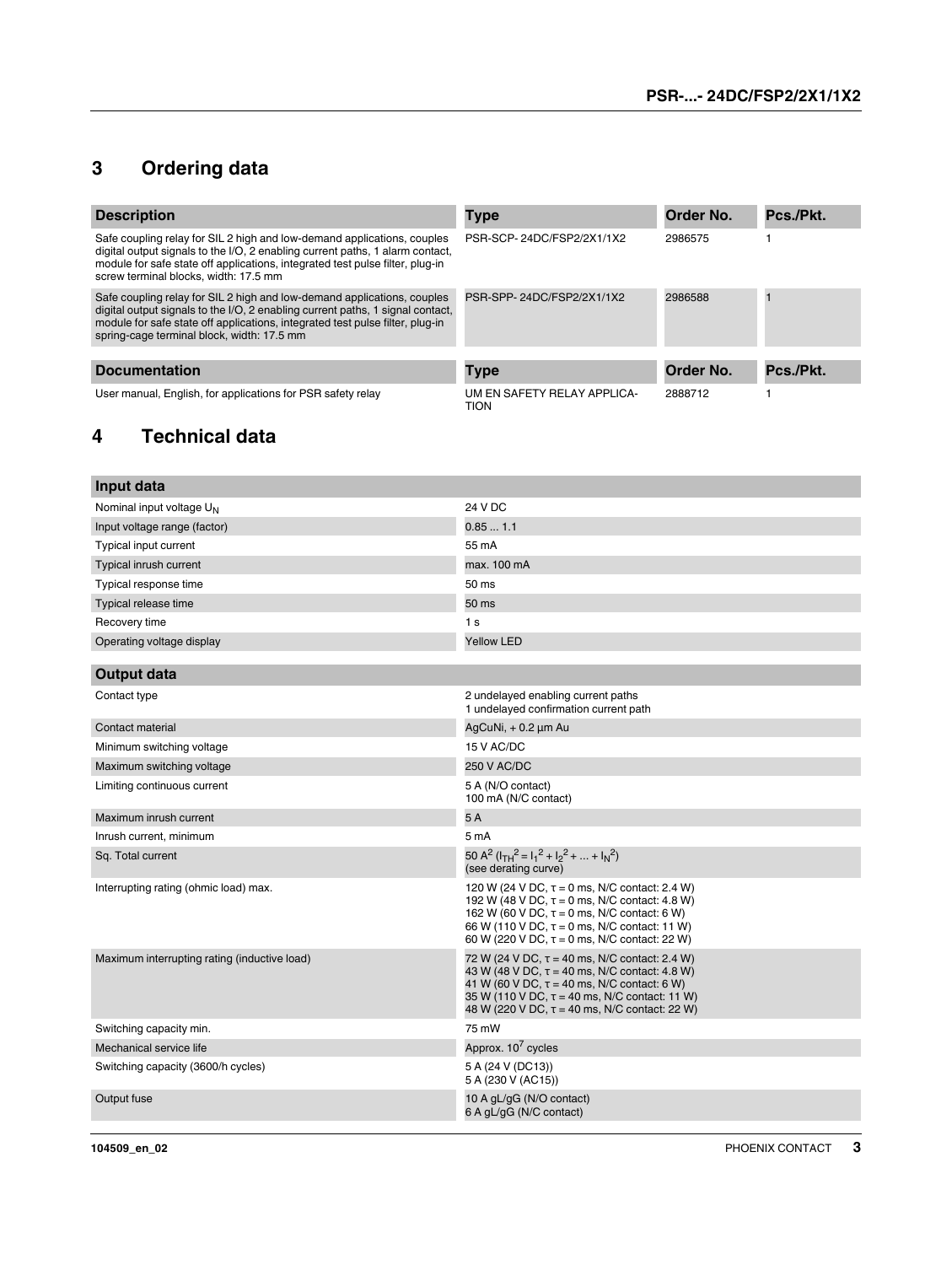# 3 Ordering data

| Description | Type | Order No. | Pcs./Pkt. |
|---|---|---|---|
| Safe coupling relay for SIL 2 high and low-demand applications, couples digital output signals to the I/O, 2 enabling current paths, 1 alarm contact, module for safe state off applications, integrated test pulse filter, plug-in screw terminal blocks, width: 17.5 mm | PSR-SCP- 24DC/FSP2/2X1/1X2 | 2986575 | 1 |
| Safe coupling relay for SIL 2 high and low-demand applications, couples digital output signals to the I/O, 2 enabling current paths, 1 signal contact, module for safe state off applications, integrated test pulse filter, plug-in spring-cage terminal block, width: 17.5 mm | PSR-SPP- 24DC/FSP2/2X1/1X2 | 2986588 | 1 |

| Documentation | Type | Order No. | Pcs./Pkt. |
|---|---|---|---|
| User manual, English, for applications for PSR safety relay | UM EN SAFETY RELAY APPLICATION | 2888712 | 1 |

# 4 Technical data

| Input data | |
|---|---|
| Nominal input voltage $U_N$ | 24 V DC |
| Input voltage range (factor) | 0.85 ... 1.1 |
| Typical input current | 55 mA |
| Typical inrush current | max. 100 mA |
| Typical response time | 50 ms |
| Typical release time | 50 ms |
| Recovery time | 1 s |
| Operating voltage display | Yellow LED |

| Output data | |
|---|---|
| Contact type | 2 undelayed enabling current paths<br>1 undelayed confirmation current path |
| Contact material | AgCuNi, + 0.2 µm Au |
| Minimum switching voltage | 15 V AC/DC |
| Maximum switching voltage | 250 V AC/DC |
| Limiting continuous current | 5 A (N/O contact)<br>100 mA (N/C contact) |
| Maximum inrush current | 5 A |
| Inrush current, minimum | 5 mA |
| Sq. Total current | 50 $A^2$ ($I_{TH}^2 = I_1^2 + I_2^2 + ... + I_N^2$)<br>(see derating curve) |
| Interrupting rating (ohmic load) max. | 120 W (24 V DC, τ = 0 ms, N/C contact: 2.4 W)<br>192 W (48 V DC, τ = 0 ms, N/C contact: 4.8 W)<br>162 W (60 V DC, τ = 0 ms, N/C contact: 6 W)<br>66 W (110 V DC, τ = 0 ms, N/C contact: 11 W)<br>60 W (220 V DC, τ = 0 ms, N/C contact: 22 W) |
| Maximum interrupting rating (inductive load) | 72 W (24 V DC, τ = 40 ms, N/C contact: 2.4 W)<br>43 W (48 V DC, τ = 40 ms, N/C contact: 4.8 W)<br>41 W (60 V DC, τ = 40 ms, N/C contact: 6 W)<br>35 W (110 V DC, τ = 40 ms, N/C contact: 11 W)<br>48 W (220 V DC, τ = 40 ms, N/C contact: 22 W) |
| Switching capacity min. | 75 mW |
| Mechanical service life | Approx. $10^7$ cycles |
| Switching capacity (3600/h cycles) | 5 A (24 V (DC13))<br>5 A (230 V (AC15)) |
| Output fuse | 10 A gL/gG (N/O contact)<br>6 A gL/gG (N/C contact) |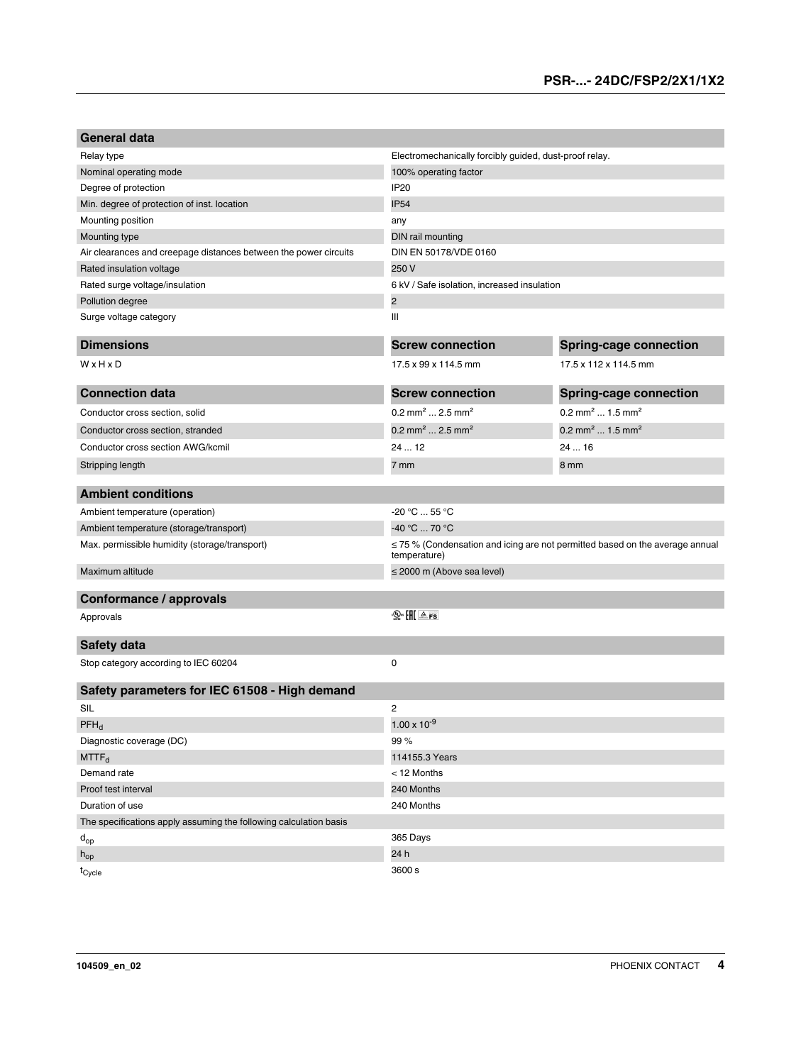| General data | |
| --- | --- |
| Relay type | Electromechanically forcibly guided, dust-proof relay. |
| Nominal operating mode | 100% operating factor |
| Degree of protection | IP20 |
| Min. degree of protection of inst. location | IP54 |
| Mounting position | any |
| Mounting type | DIN rail mounting |
| Air clearances and creepage distances between the power circuits | DIN EN 50178/VDE 0160 |
| Rated insulation voltage | 250 V |
| Rated surge voltage/insulation | 6 kV / Safe isolation, increased insulation |
| Pollution degree | 2 |
| Surge voltage category | III |

| Dimensions | Screw connection | Spring-cage connection |
| --- | --- | --- |
| W x H x D | 17.5 x 99 x 114.5 mm | 17.5 x 112 x 114.5 mm |

| Connection data | Screw connection | Spring-cage connection |
| --- | --- | --- |
| Conductor cross section, solid | 0.2 mm² ... 2.5 mm² | 0.2 mm² ... 1.5 mm² |
| Conductor cross section, stranded | 0.2 mm² ... 2.5 mm² | 0.2 mm² ... 1.5 mm² |
| Conductor cross section AWG/kcmil | 24 ... 12 | 24 ... 16 |
| Stripping length | 7 mm | 8 mm |

| Ambient conditions | |
| --- | --- |
| Ambient temperature (operation) | -20 °C ... 55 °C |
| Ambient temperature (storage/transport) | -40 °C ... 70 °C |
| Max. permissible humidity (storage/transport) | ≤ 75 % (Condensation and icing are not permitted based on the average annual temperature) |
| Maximum altitude | ≤ 2000 m (Above sea level) |

| Conformance / approvals | |
| --- | --- |
| Approvals | cULus EAC FS |

| Safety data | |
| --- | --- |
| Stop category according to IEC 60204 | 0 |

| Safety parameters for IEC 61508 - High demand | |
| --- | --- |
| SIL | 2 |
| $PFH_d$ | $1.00 \times 10^{-9}$ |
| Diagnostic coverage (DC) | 99 % |
| $MTTF_d$ | 114155.3 Years |
| Demand rate | < 12 Months |
| Proof test interval | 240 Months |
| Duration of use | 240 Months |
| The specifications apply assuming the following calculation basis | |
| $d_{op}$ | 365 Days |
| $h_{op}$ | 24 h |
| $t_{Cycle}$ | 3600 s |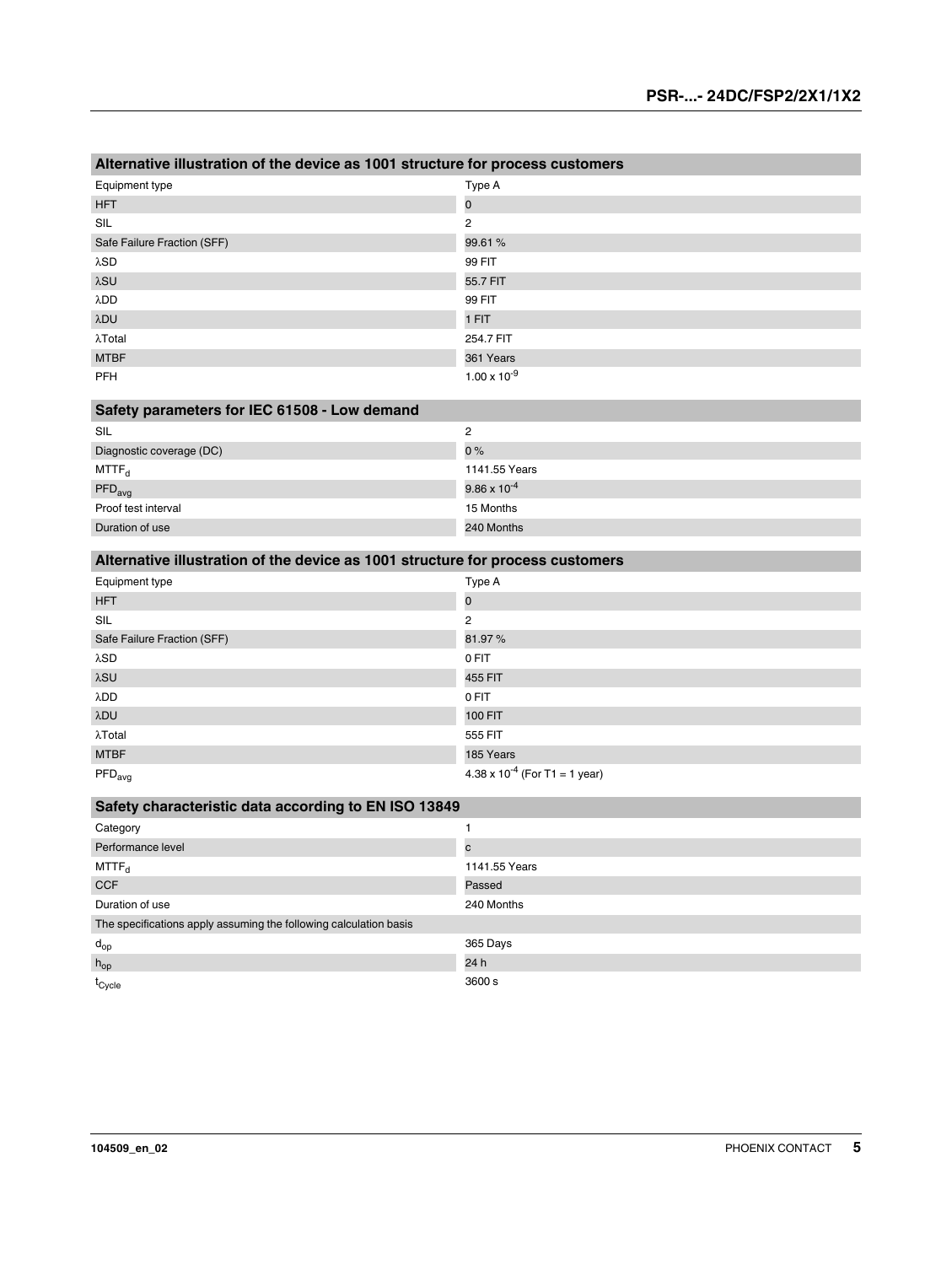| Alternative illustration of the device as 1oo1 structure for process customers | |
|---|---|
| Equipment type | Type A |
| HFT | 0 |
| SIL | 2 |
| Safe Failure Fraction (SFF) | 99.61 % |
| λSD | 99 FIT |
| λSU | 55.7 FIT |
| λDD | 99 FIT |
| λDU | 1 FIT |
| λTotal | 254.7 FIT |
| MTBF | 361 Years |
| PFH | $1.00 \times 10^{-9}$ |

| Safety parameters for IEC 61508 - Low demand | |
|---|---|
| SIL | 2 |
| Diagnostic coverage (DC) | 0 % |
| $MTTF_d$ | 1141.55 Years |
| $PFD_{avg}$ | $9.86 \times 10^{-4}$ |
| Proof test interval | 15 Months |
| Duration of use | 240 Months |

| Alternative illustration of the device as 1oo1 structure for process customers | |
|---|---|
| Equipment type | Type A |
| HFT | 0 |
| SIL | 2 |
| Safe Failure Fraction (SFF) | 81.97 % |
| λSD | 0 FIT |
| λSU | 455 FIT |
| λDD | 0 FIT |
| λDU | 100 FIT |
| λTotal | 555 FIT |
| MTBF | 185 Years |
| $PFD_{avg}$ | $4.38 \times 10^{-4}$ (For T1 = 1 year) |

| Safety characteristic data according to EN ISO 13849 | |
|---|---|
| Category | 1 |
| Performance level | c |
| $MTTF_d$ | 1141.55 Years |
| CCF | Passed |
| Duration of use | 240 Months |
| The specifications apply assuming the following calculation basis | |
| $d_{op}$ | 365 Days |
| $h_{op}$ | 24 h |
| $t_{Cycle}$ | 3600 s |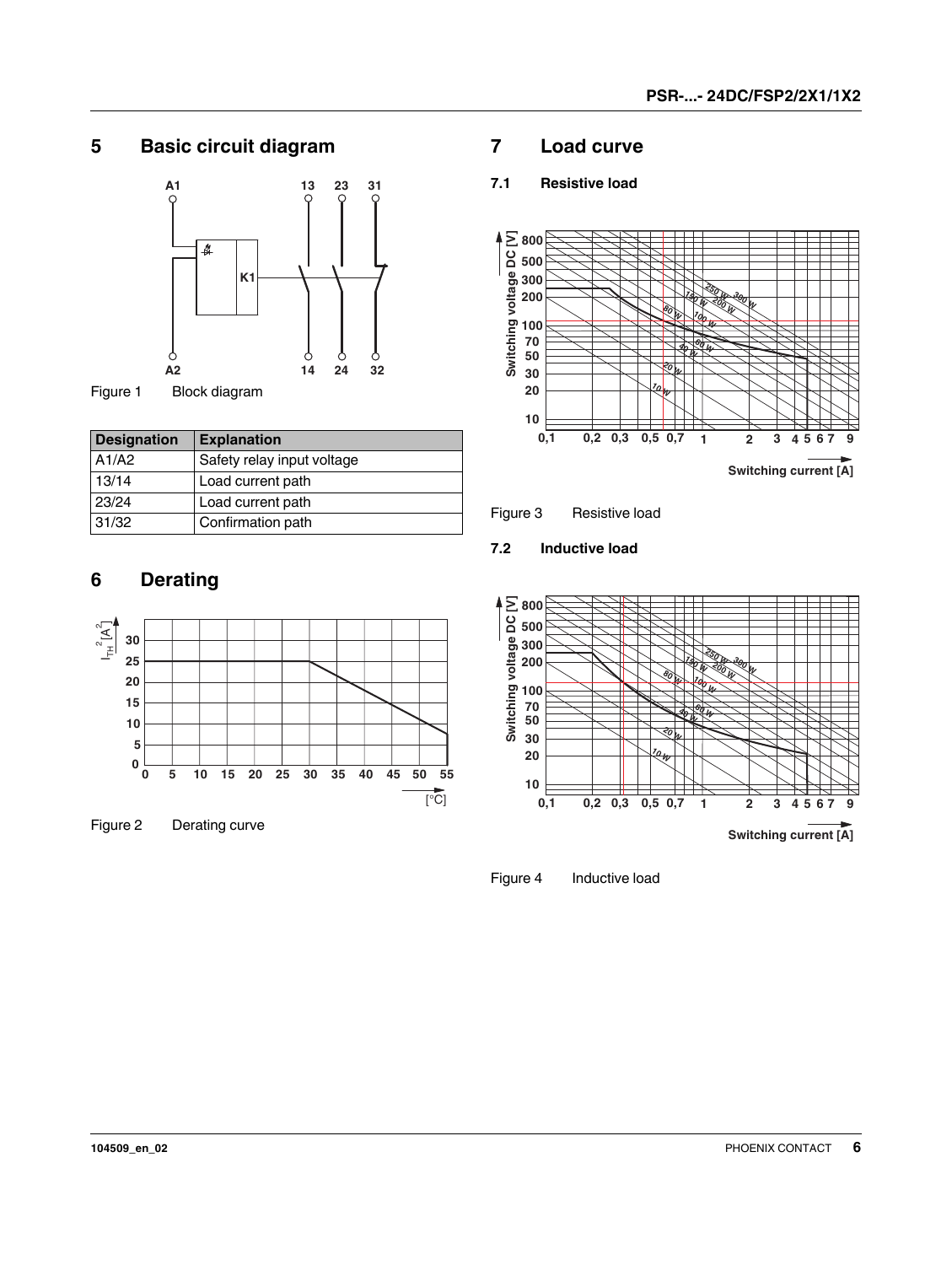## 5 Basic circuit diagram

Figure 1 Block diagram

| Designation | Explanation |
|---|---|
| A1/A2 | Safety relay input voltage |
| 13/14 | Load current path |
| 23/24 | Load current path |
| 31/32 | Confirmation path |

## 6 Derating

Figure 2 Derating curve

## 7 Load curve

### 7.1 Resistive load

Figure 3 Resistive load

### 7.2 Inductive load

Figure 4 Inductive load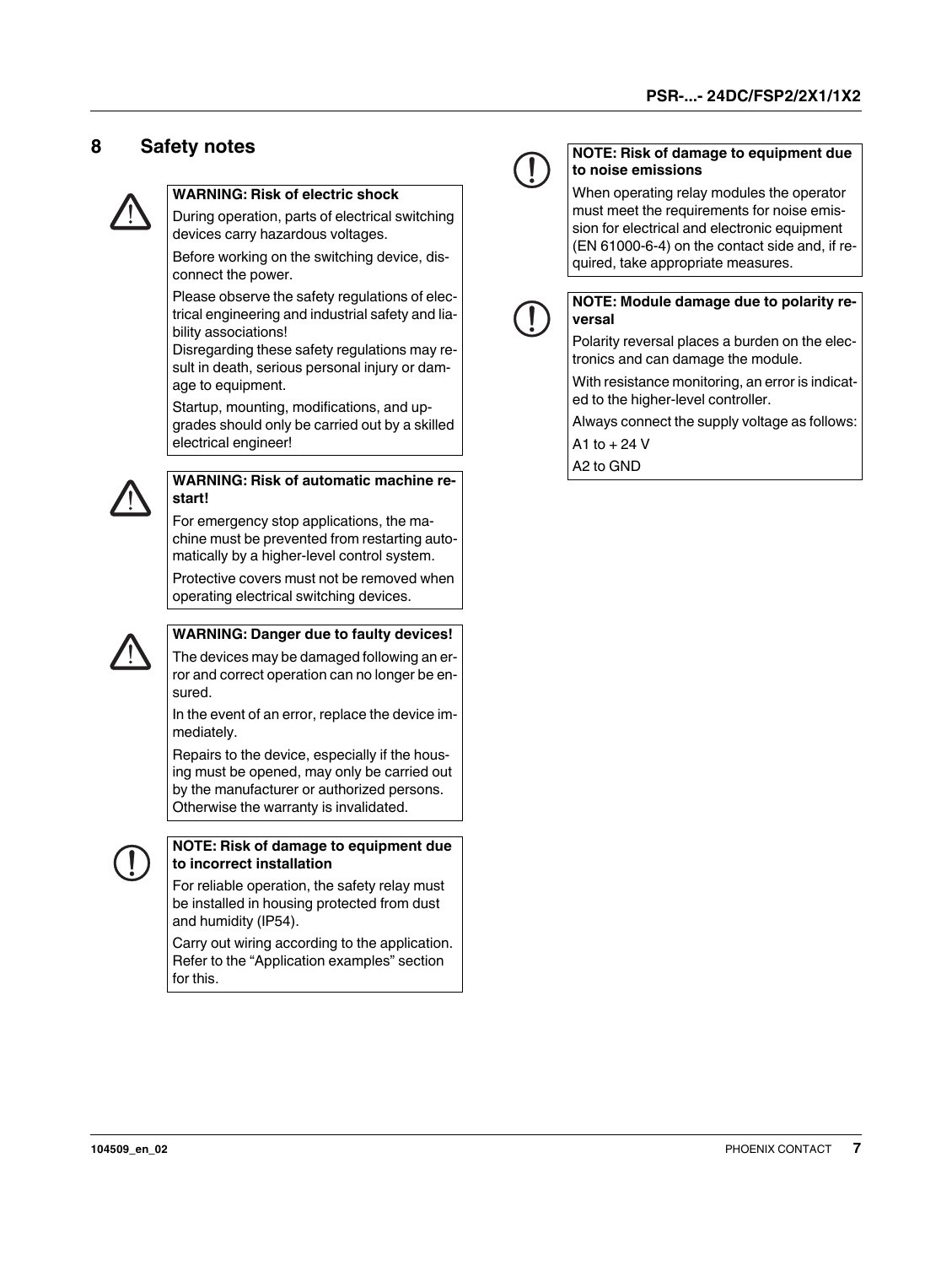# 8 Safety notes

**WARNING: Risk of electric shock**

During operation, parts of electrical switching devices carry hazardous voltages.

Before working on the switching device, disconnect the power.

Please observe the safety regulations of electrical engineering and industrial safety and liability associations!
Disregarding these safety regulations may result in death, serious personal injury or damage to equipment.

Startup, mounting, modifications, and upgrades should only be carried out by a skilled electrical engineer!

**WARNING: Risk of automatic machine restart!**

For emergency stop applications, the machine must be prevented from restarting automatically by a higher-level control system.

Protective covers must not be removed when operating electrical switching devices.

**WARNING: Danger due to faulty devices!**

The devices may be damaged following an error and correct operation can no longer be ensured.

In the event of an error, replace the device immediately.

Repairs to the device, especially if the housing must be opened, may only be carried out by the manufacturer or authorized persons. Otherwise the warranty is invalidated.

**NOTE: Risk of damage to equipment due to incorrect installation**

For reliable operation, the safety relay must be installed in housing protected from dust and humidity (IP54).

Carry out wiring according to the application. Refer to the "Application examples" section for this.

**NOTE: Risk of damage to equipment due to noise emissions**

When operating relay modules the operator must meet the requirements for noise emission for electrical and electronic equipment (EN 61000-6-4) on the contact side and, if required, take appropriate measures.

**NOTE: Module damage due to polarity reversal**

Polarity reversal places a burden on the electronics and can damage the module.

With resistance monitoring, an error is indicated to the higher-level controller.

Always connect the supply voltage as follows:

A1 to + 24 V

A2 to GND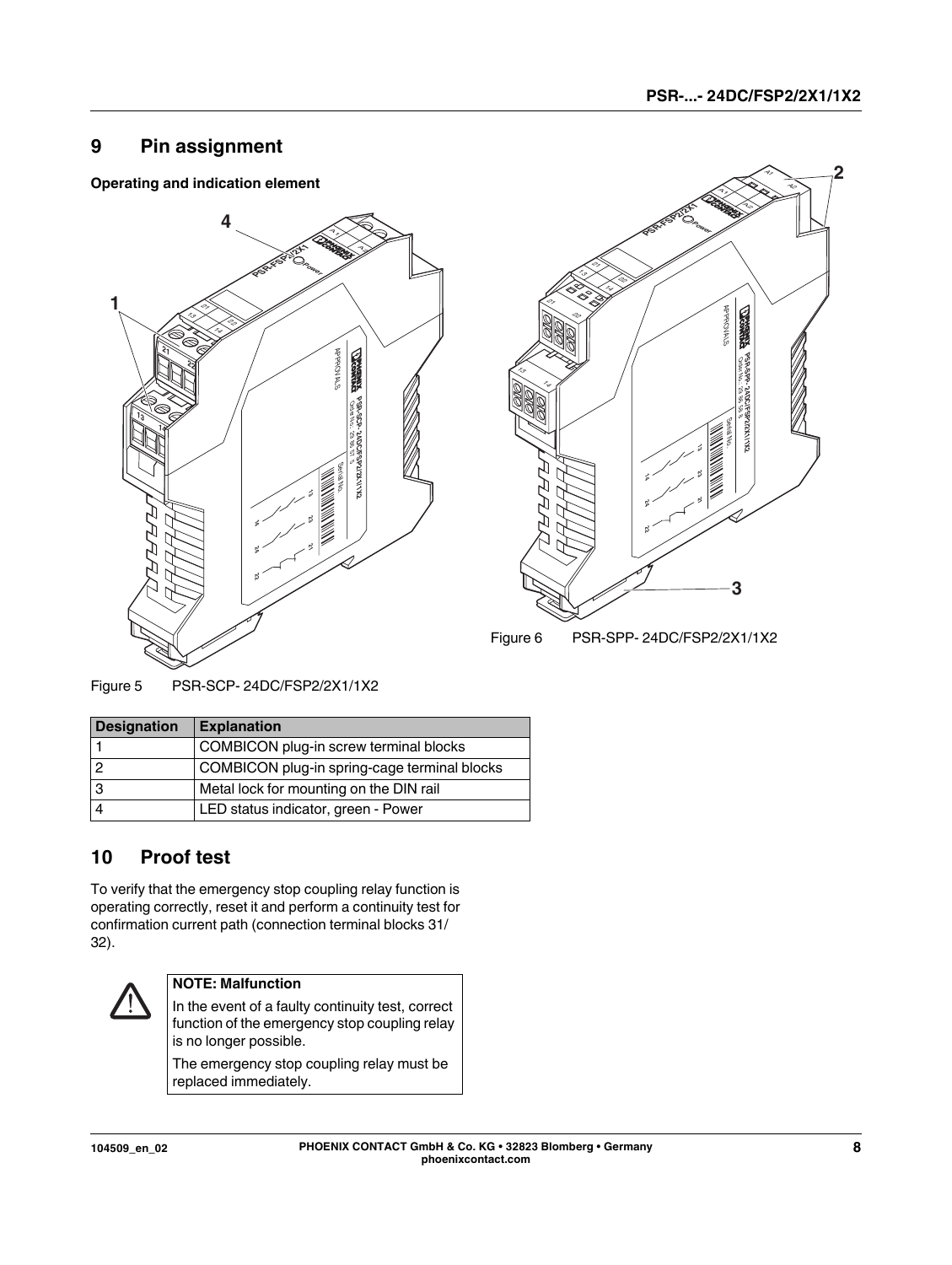## 9 Pin assignment

**Operating and indication element**

Figure 5 PSR-SCP- 24DC/FSP2/2X1/1X2

Figure 6 PSR-SPP- 24DC/FSP2/2X1/1X2

| Designation | Explanation |
|---|---|
| 1 | COMBICON plug-in screw terminal blocks |
| 2 | COMBICON plug-in spring-cage terminal blocks |
| 3 | Metal lock for mounting on the DIN rail |
| 4 | LED status indicator, green - Power |

## 10 Proof test

To verify that the emergency stop coupling relay function is operating correctly, reset it and perform a continuity test for confirmation current path (connection terminal blocks 31/32).

**NOTE: Malfunction**

In the event of a faulty continuity test, correct function of the emergency stop coupling relay is no longer possible.

The emergency stop coupling relay must be replaced immediately.